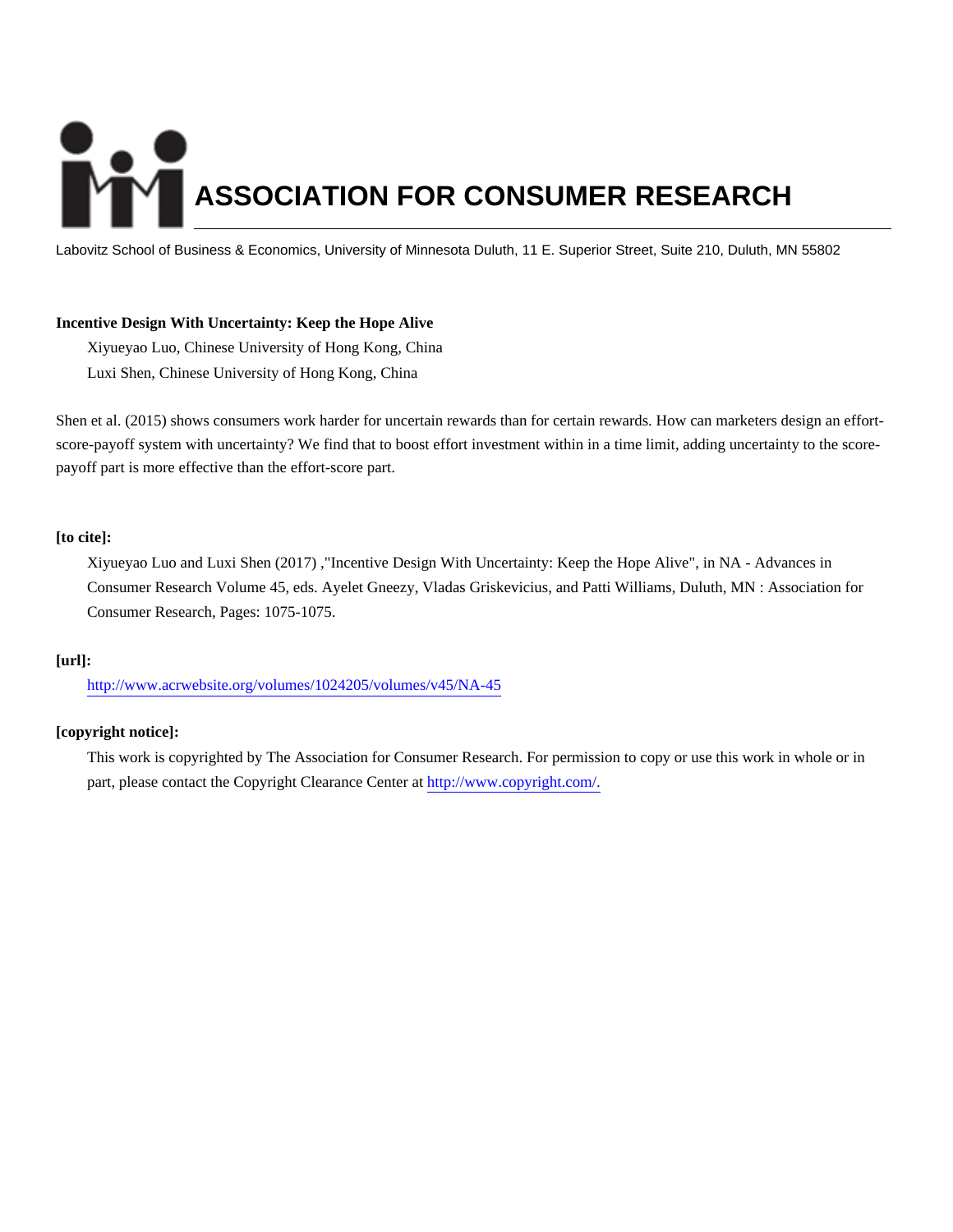# ASSOCIATION FOR CONSUMER RESEARCH

Labovitz School of Business & Economics, University of Minnesota Duluth, 11 E. Superior Street, Suite 210, Duluth, MN 55802

**Incentive Design With Uncertainty: Keep the Hope Alive**

Xiyueyao Luo, Chinese University of Hong Kong, China

Luxi Shen, Chinese University of Hong Kong, China

Shen et al. (2015) shows consumers work harder for uncertain rewards than for certain rewards. How can marketers design an effort-score-payoff system with uncertainty? We find that to boost effort investment within in a time limit, adding uncertainty to the score-payoff part is more effective than the effort-score part.

**[to cite]:**

Xiyueyao Luo and Luxi Shen (2017) ,"Incentive Design With Uncertainty: Keep the Hope Alive", in NA - Advances in Consumer Research Volume 45, eds. Ayelet Gneezy, Vladas Griskevicius, and Patti Williams, Duluth, MN : Association for Consumer Research, Pages: 1075-1075.

**[url]:**

http://www.acrwebsite.org/volumes/1024205/volumes/v45/NA-45

**[copyright notice]:**

This work is copyrighted by The Association for Consumer Research. For permission to copy or use this work in whole or in part, please contact the Copyright Clearance Center at http://www.copyright.com/.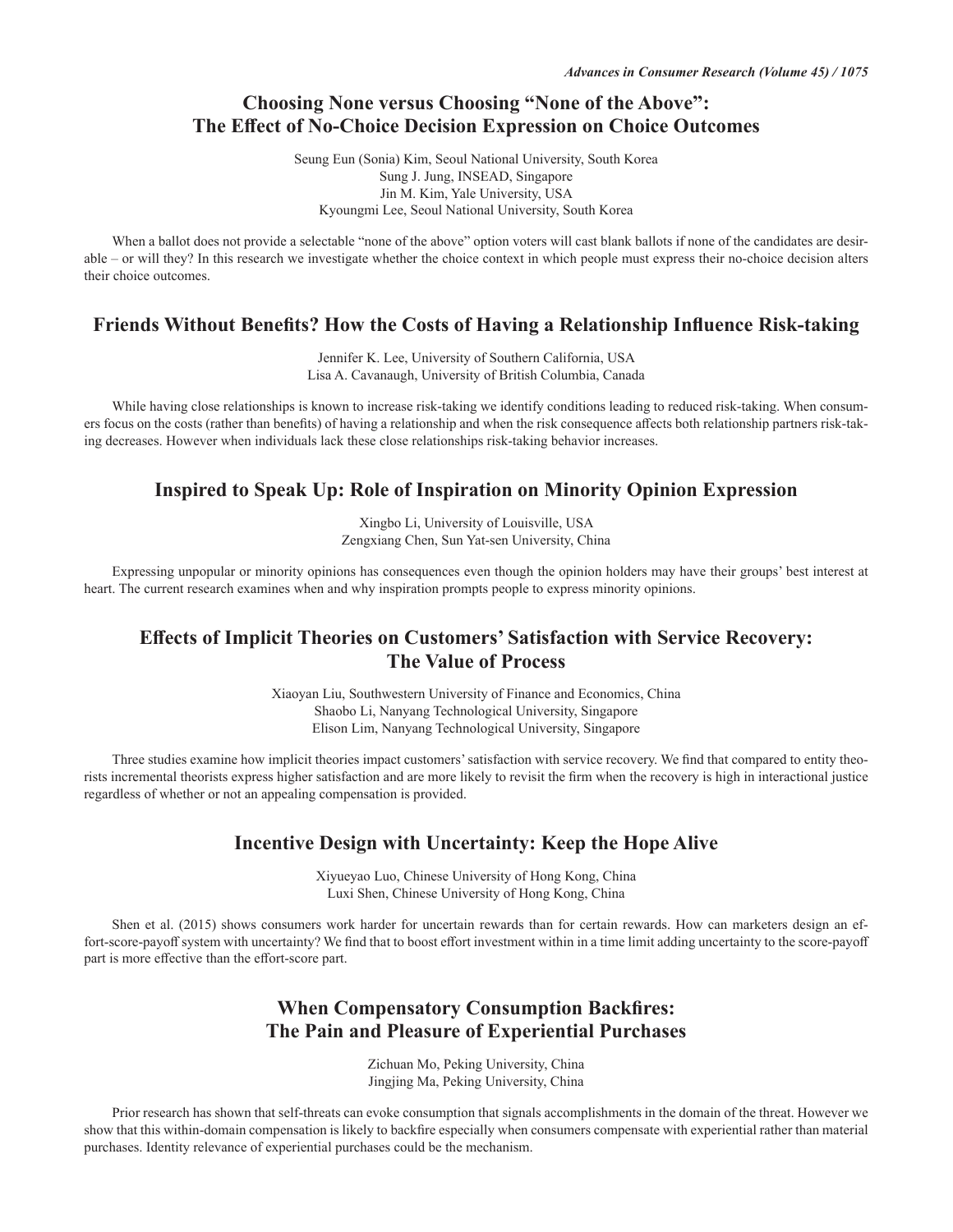## Choosing None versus Choosing "None of the Above": The Effect of No-Choice Decision Expression on Choice Outcomes

Seung Eun (Sonia) Kim, Seoul National University, South Korea
Sung J. Jung, INSEAD, Singapore
Jin M. Kim, Yale University, USA
Kyoungmi Lee, Seoul National University, South Korea

When a ballot does not provide a selectable "none of the above" option voters will cast blank ballots if none of the candidates are desirable – or will they? In this research we investigate whether the choice context in which people must express their no-choice decision alters their choice outcomes.

## Friends Without Benefits? How the Costs of Having a Relationship Influence Risk-taking

Jennifer K. Lee, University of Southern California, USA
Lisa A. Cavanaugh, University of British Columbia, Canada

While having close relationships is known to increase risk-taking we identify conditions leading to reduced risk-taking. When consumers focus on the costs (rather than benefits) of having a relationship and when the risk consequence affects both relationship partners risk-taking decreases. However when individuals lack these close relationships risk-taking behavior increases.

## Inspired to Speak Up: Role of Inspiration on Minority Opinion Expression

Xingbo Li, University of Louisville, USA
Zengxiang Chen, Sun Yat-sen University, China

Expressing unpopular or minority opinions has consequences even though the opinion holders may have their groups' best interest at heart. The current research examines when and why inspiration prompts people to express minority opinions.

## Effects of Implicit Theories on Customers' Satisfaction with Service Recovery: The Value of Process

Xiaoyan Liu, Southwestern University of Finance and Economics, China
Shaobo Li, Nanyang Technological University, Singapore
Elison Lim, Nanyang Technological University, Singapore

Three studies examine how implicit theories impact customers' satisfaction with service recovery. We find that compared to entity theorists incremental theorists express higher satisfaction and are more likely to revisit the firm when the recovery is high in interactional justice regardless of whether or not an appealing compensation is provided.

## Incentive Design with Uncertainty: Keep the Hope Alive

Xiyueyao Luo, Chinese University of Hong Kong, China
Luxi Shen, Chinese University of Hong Kong, China

Shen et al. (2015) shows consumers work harder for uncertain rewards than for certain rewards. How can marketers design an effort-score-payoff system with uncertainty? We find that to boost effort investment within in a time limit adding uncertainty to the score-payoff part is more effective than the effort-score part.

## When Compensatory Consumption Backfires: The Pain and Pleasure of Experiential Purchases

Zichuan Mo, Peking University, China
Jingjing Ma, Peking University, China

Prior research has shown that self-threats can evoke consumption that signals accomplishments in the domain of the threat. However we show that this within-domain compensation is likely to backfire especially when consumers compensate with experiential rather than material purchases. Identity relevance of experiential purchases could be the mechanism.